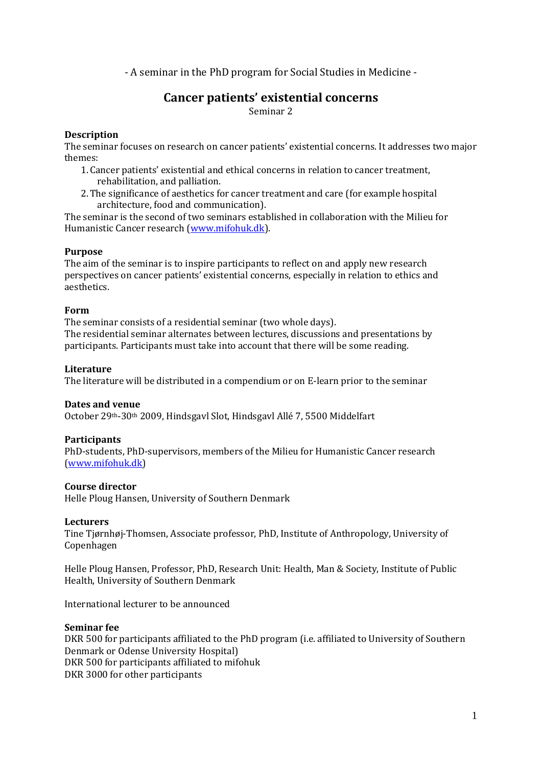- A seminar in the PhD program for Social Studies in Medicine -

# Cancer patients' existential concerns

Seminar 2

**Description**

The seminar focuses on research on cancer patients' existential concerns. It addresses two major themes:

1. Cancer patients' existential and ethical concerns in relation to cancer treatment, rehabilitation, and palliation.
2. The significance of aesthetics for cancer treatment and care (for example hospital architecture, food and communication).

The seminar is the second of two seminars established in collaboration with the Milieu for Humanistic Cancer research (www.mifohuk.dk).

**Purpose**

The aim of the seminar is to inspire participants to reflect on and apply new research perspectives on cancer patients' existential concerns, especially in relation to ethics and aesthetics.

**Form**

The seminar consists of a residential seminar (two whole days).
The residential seminar alternates between lectures, discussions and presentations by participants. Participants must take into account that there will be some reading.

**Literature**

The literature will be distributed in a compendium or on E-learn prior to the seminar

**Dates and venue**

October 29th-30th 2009, Hindsgavl Slot, Hindsgavl Allé 7, 5500 Middelfart

**Participants**

PhD-students, PhD-supervisors, members of the Milieu for Humanistic Cancer research (www.mifohuk.dk)

**Course director**

Helle Ploug Hansen, University of Southern Denmark

**Lecturers**

Tine Tjørnhøj-Thomsen, Associate professor, PhD, Institute of Anthropology, University of Copenhagen

Helle Ploug Hansen, Professor, PhD, Research Unit: Health, Man & Society, Institute of Public Health, University of Southern Denmark

International lecturer to be announced

**Seminar fee**

DKR 500 for participants affiliated to the PhD program (i.e. affiliated to University of Southern Denmark or Odense University Hospital)
DKR 500 for participants affiliated to mifohuk
DKR 3000 for other participants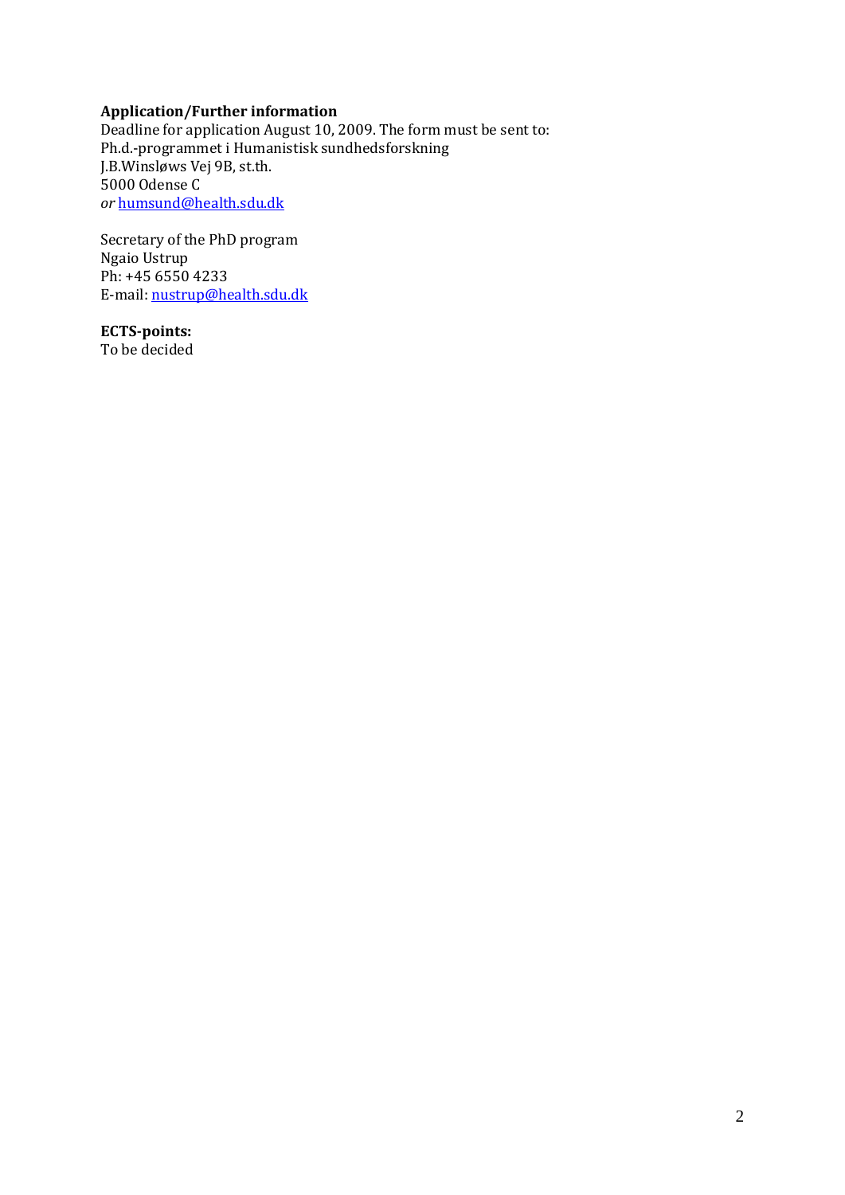**Application/Further information**
Deadline for application August 10, 2009. The form must be sent to:
Ph.d.-programmet i Humanistisk sundhedsforskning
J.B.Winsløws Vej 9B, st.th.
5000 Odense C
*or* humsund@health.sdu.dk

Secretary of the PhD program
Ngaio Ustrup
Ph: +45 6550 4233
E-mail: nustrup@health.sdu.dk

**ECTS-points:**
To be decided